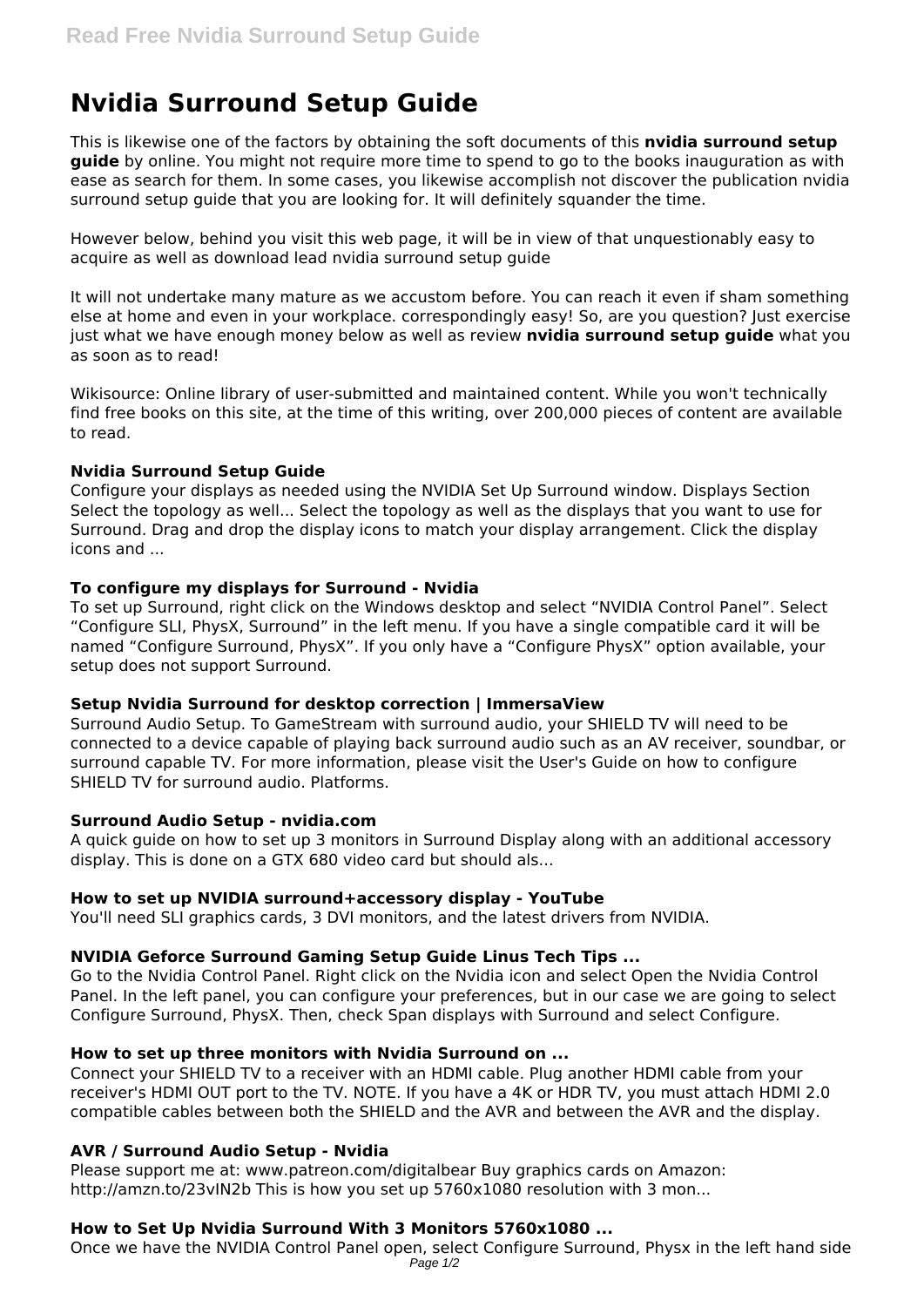# Nvidia Surround Setup Guide

This is likewise one of the factors by obtaining the soft documents of this **nvidia surround setup guide** by online. You might not require more time to spend to go to the books inauguration as with ease as search for them. In some cases, you likewise accomplish not discover the publication nvidia surround setup guide that you are looking for. It will definitely squander the time.

However below, behind you visit this web page, it will be in view of that unquestionably easy to acquire as well as download lead nvidia surround setup guide

It will not undertake many mature as we accustom before. You can reach it even if sham something else at home and even in your workplace. correspondingly easy! So, are you question? Just exercise just what we have enough money below as well as review **nvidia surround setup guide** what you as soon as to read!

Wikisource: Online library of user-submitted and maintained content. While you won't technically find free books on this site, at the time of this writing, over 200,000 pieces of content are available to read.

### Nvidia Surround Setup Guide

Configure your displays as needed using the NVIDIA Set Up Surround window. Displays Section Select the topology as well... Select the topology as well as the displays that you want to use for Surround. Drag and drop the display icons to match your display arrangement. Click the display icons and ...

### To configure my displays for Surround - Nvidia

To set up Surround, right click on the Windows desktop and select “NVIDIA Control Panel”. Select “Configure SLI, PhysX, Surround” in the left menu. If you have a single compatible card it will be named “Configure Surround, PhysX”. If you only have a “Configure PhysX” option available, your setup does not support Surround.

### Setup Nvidia Surround for desktop correction | ImmersaView

Surround Audio Setup. To GameStream with surround audio, your SHIELD TV will need to be connected to a device capable of playing back surround audio such as an AV receiver, soundbar, or surround capable TV. For more information, please visit the User's Guide on how to configure SHIELD TV for surround audio. Platforms.

### Surround Audio Setup - nvidia.com

A quick guide on how to set up 3 monitors in Surround Display along with an additional accessory display. This is done on a GTX 680 video card but should als...

### How to set up NVIDIA surround+accessory display - YouTube

You'll need SLI graphics cards, 3 DVI monitors, and the latest drivers from NVIDIA.

### NVIDIA Geforce Surround Gaming Setup Guide Linus Tech Tips ...

Go to the Nvidia Control Panel. Right click on the Nvidia icon and select Open the Nvidia Control Panel. In the left panel, you can configure your preferences, but in our case we are going to select Configure Surround, PhysX. Then, check Span displays with Surround and select Configure.

### How to set up three monitors with Nvidia Surround on ...

Connect your SHIELD TV to a receiver with an HDMI cable. Plug another HDMI cable from your receiver's HDMI OUT port to the TV. NOTE. If you have a 4K or HDR TV, you must attach HDMI 2.0 compatible cables between both the SHIELD and the AVR and between the AVR and the display.

### AVR / Surround Audio Setup - Nvidia

Please support me at: www.patreon.com/digitalbear Buy graphics cards on Amazon: http://amzn.to/23vIN2b This is how you set up 5760x1080 resolution with 3 mon...

### How to Set Up Nvidia Surround With 3 Monitors 5760x1080 ...

Once we have the NVIDIA Control Panel open, select Configure Surround, Physx in the left hand side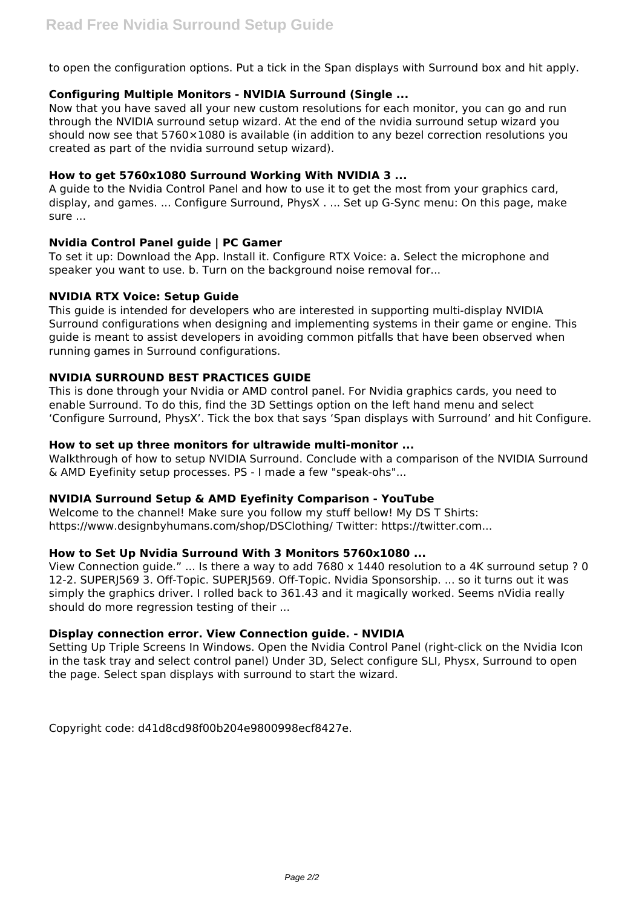to open the configuration options. Put a tick in the Span displays with Surround box and hit apply.

**Configuring Multiple Monitors - NVIDIA Surround (Single ...**

Now that you have saved all your new custom resolutions for each monitor, you can go and run through the NVIDIA surround setup wizard. At the end of the nvidia surround setup wizard you should now see that 5760×1080 is available (in addition to any bezel correction resolutions you created as part of the nvidia surround setup wizard).

**How to get 5760x1080 Surround Working With NVIDIA 3 ...**

A guide to the Nvidia Control Panel and how to use it to get the most from your graphics card, display, and games. ... Configure Surround, PhysX . ... Set up G-Sync menu: On this page, make sure ...

**Nvidia Control Panel guide | PC Gamer**

To set it up: Download the App. Install it. Configure RTX Voice: a. Select the microphone and speaker you want to use. b. Turn on the background noise removal for...

**NVIDIA RTX Voice: Setup Guide**

This guide is intended for developers who are interested in supporting multi-display NVIDIA Surround configurations when designing and implementing systems in their game or engine. This guide is meant to assist developers in avoiding common pitfalls that have been observed when running games in Surround configurations.

**NVIDIA SURROUND BEST PRACTICES GUIDE**

This is done through your Nvidia or AMD control panel. For Nvidia graphics cards, you need to enable Surround. To do this, find the 3D Settings option on the left hand menu and select 'Configure Surround, PhysX'. Tick the box that says 'Span displays with Surround' and hit Configure.

**How to set up three monitors for ultrawide multi-monitor ...**

Walkthrough of how to setup NVIDIA Surround. Conclude with a comparison of the NVIDIA Surround & AMD Eyefinity setup processes. PS - I made a few "speak-ohs"...

**NVIDIA Surround Setup & AMD Eyefinity Comparison - YouTube**

Welcome to the channel! Make sure you follow my stuff bellow! My DS T Shirts: https://www.designbyhumans.com/shop/DSClothing/ Twitter: https://twitter.com...

**How to Set Up Nvidia Surround With 3 Monitors 5760x1080 ...**

View Connection guide." ... Is there a way to add 7680 x 1440 resolution to a 4K surround setup ? 0 12-2. SUPERJ569 3. Off-Topic. SUPERJ569. Off-Topic. Nvidia Sponsorship. ... so it turns out it was simply the graphics driver. I rolled back to 361.43 and it magically worked. Seems nVidia really should do more regression testing of their ...

**Display connection error. View Connection guide. - NVIDIA**

Setting Up Triple Screens In Windows. Open the Nvidia Control Panel (right-click on the Nvidia Icon in the task tray and select control panel) Under 3D, Select configure SLI, Physx, Surround to open the page. Select span displays with surround to start the wizard.

Copyright code: d41d8cd98f00b204e9800998ecf8427e.